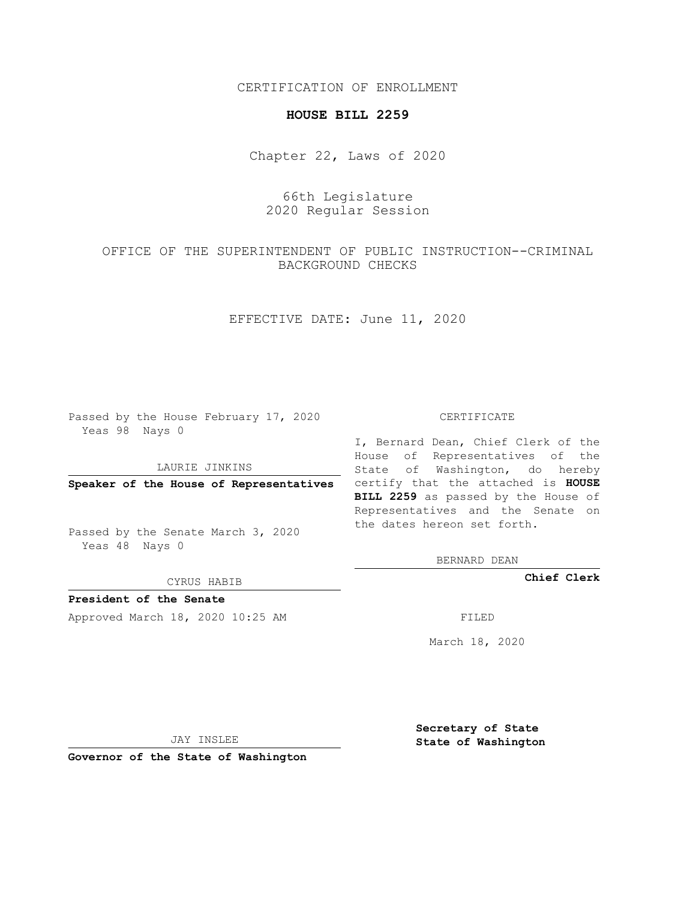CERTIFICATION OF ENROLLMENT

**HOUSE BILL 2259**

Chapter 22, Laws of 2020

66th Legislature
2020 Regular Session

OFFICE OF THE SUPERINTENDENT OF PUBLIC INSTRUCTION--CRIMINAL BACKGROUND CHECKS

EFFECTIVE DATE: June 11, 2020

Passed by the House February 17, 2020
Yeas 98 Nays 0

LAURIE JINKINS

**Speaker of the House of Representatives**

Passed by the Senate March 3, 2020
Yeas 48 Nays 0

CYRUS HABIB

**President of the Senate**

Approved March 18, 2020 10:25 AM

JAY INSLEE

**Governor of the State of Washington**

CERTIFICATE

I, Bernard Dean, Chief Clerk of the House of Representatives of the State of Washington, do hereby certify that the attached is **HOUSE BILL 2259** as passed by the House of Representatives and the Senate on the dates hereon set forth.

BERNARD DEAN

**Chief Clerk**

FILED

March 18, 2020

**Secretary of State**
**State of Washington**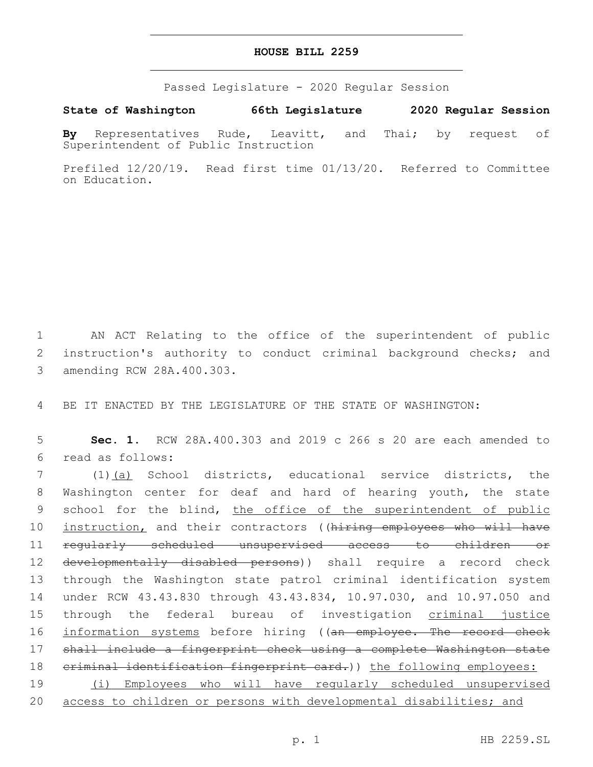# HOUSE BILL 2259

Passed Legislature - 2020 Regular Session

**State of Washington 66th Legislature 2020 Regular Session**

**By** Representatives Rude, Leavitt, and Thai; by request of Superintendent of Public Instruction

Prefiled 12/20/19. Read first time 01/13/20. Referred to Committee on Education.

AN ACT Relating to the office of the superintendent of public instruction's authority to conduct criminal background checks; and amending RCW 28A.400.303.

BE IT ENACTED BY THE LEGISLATURE OF THE STATE OF WASHINGTON:

**Sec. 1.** RCW 28A.400.303 and 2019 c 266 s 20 are each amended to read as follows:

(1)<u>(a)</u> School districts, educational service districts, the Washington center for deaf and hard of hearing youth, the state school for the blind, <u>the office of the superintendent of public instruction,</u> and their contractors ((~~hiring employees who will have regularly scheduled unsupervised access to children or developmentally disabled persons~~)) shall require a record check through the Washington state patrol criminal identification system under RCW 43.43.830 through 43.43.834, 10.97.030, and 10.97.050 and through the federal bureau of investigation <u>criminal justice information systems</u> before hiring ((~~an employee. The record check shall include a fingerprint check using a complete Washington state criminal identification fingerprint card.~~)) <u>the following employees:</u>

<u>(i) Employees who will have regularly scheduled unsupervised access to children or persons with developmental disabilities; and</u>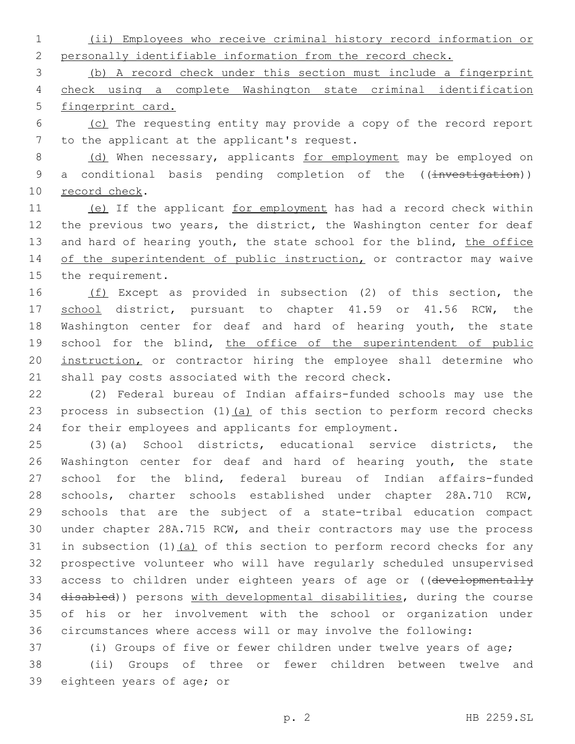(ii) Employees who receive criminal history record information or personally identifiable information from the record check.

(b) A record check under this section must include a fingerprint check using a complete Washington state criminal identification fingerprint card.

(c) The requesting entity may provide a copy of the record report to the applicant at the applicant's request.

(d) When necessary, applicants for employment may be employed on a conditional basis pending completion of the ((investigation)) record check.

(e) If the applicant for employment has had a record check within the previous two years, the district, the Washington center for deaf and hard of hearing youth, the state school for the blind, the office of the superintendent of public instruction, or contractor may waive the requirement.

(f) Except as provided in subsection (2) of this section, the school district, pursuant to chapter 41.59 or 41.56 RCW, the Washington center for deaf and hard of hearing youth, the state school for the blind, the office of the superintendent of public instruction, or contractor hiring the employee shall determine who shall pay costs associated with the record check.

(2) Federal bureau of Indian affairs-funded schools may use the process in subsection (1)(a) of this section to perform record checks for their employees and applicants for employment.

(3)(a) School districts, educational service districts, the Washington center for deaf and hard of hearing youth, the state school for the blind, federal bureau of Indian affairs-funded schools, charter schools established under chapter 28A.710 RCW, schools that are the subject of a state-tribal education compact under chapter 28A.715 RCW, and their contractors may use the process in subsection (1)(a) of this section to perform record checks for any prospective volunteer who will have regularly scheduled unsupervised access to children under eighteen years of age or ((developmentally disabled)) persons with developmental disabilities, during the course of his or her involvement with the school or organization under circumstances where access will or may involve the following:

(i) Groups of five or fewer children under twelve years of age;

(ii) Groups of three or fewer children between twelve and eighteen years of age; or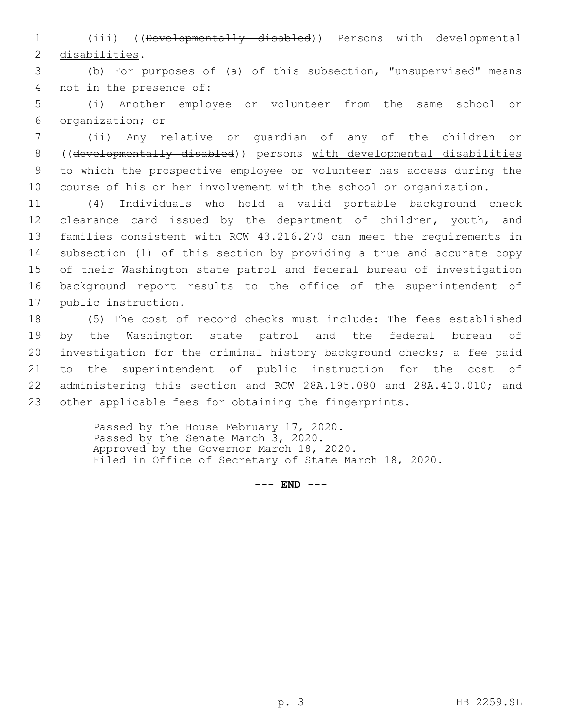(iii) ((~~Developmentally disabled~~)) Persons with developmental disabilities.

(b) For purposes of (a) of this subsection, "unsupervised" means not in the presence of:

(i) Another employee or volunteer from the same school or organization; or

(ii) Any relative or guardian of any of the children or ((~~developmentally disabled~~)) persons with developmental disabilities to which the prospective employee or volunteer has access during the course of his or her involvement with the school or organization.

(4) Individuals who hold a valid portable background check clearance card issued by the department of children, youth, and families consistent with RCW 43.216.270 can meet the requirements in subsection (1) of this section by providing a true and accurate copy of their Washington state patrol and federal bureau of investigation background report results to the office of the superintendent of public instruction.

(5) The cost of record checks must include: The fees established by the Washington state patrol and the federal bureau of investigation for the criminal history background checks; a fee paid to the superintendent of public instruction for the cost of administering this section and RCW 28A.195.080 and 28A.410.010; and other applicable fees for obtaining the fingerprints.

Passed by the House February 17, 2020.
Passed by the Senate March 3, 2020.
Approved by the Governor March 18, 2020.
Filed in Office of Secretary of State March 18, 2020.

**--- END ---**